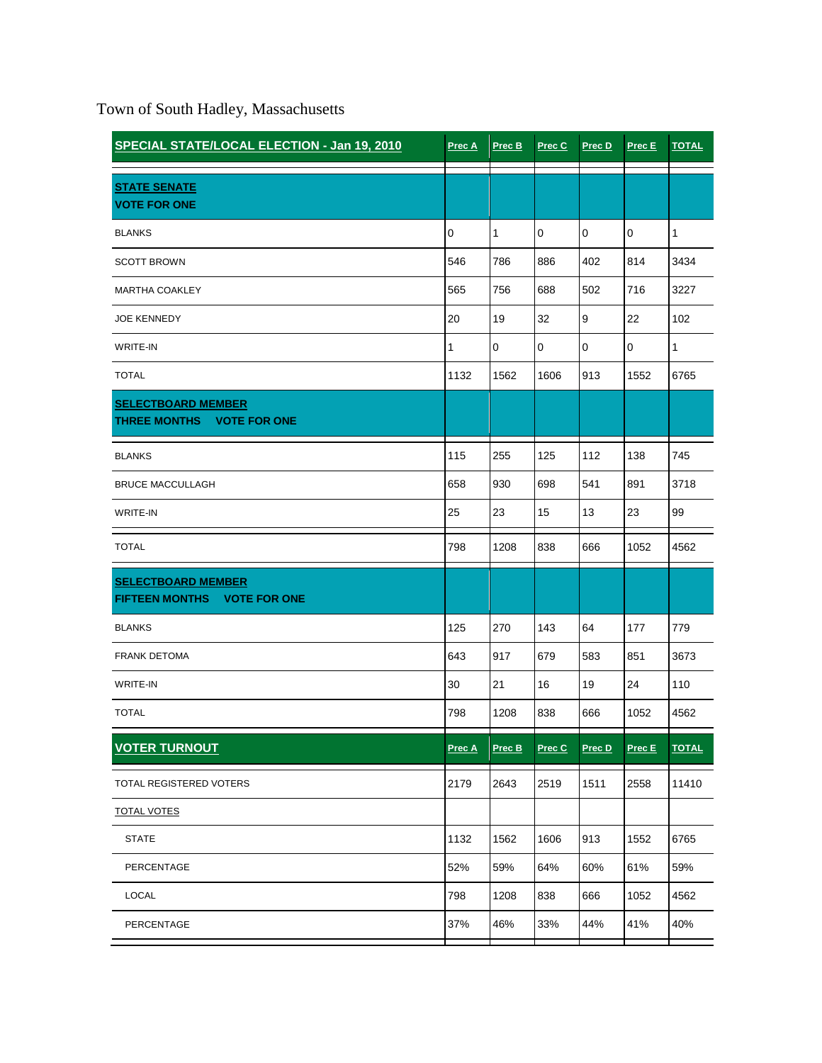Town of South Hadley, Massachusetts

| SPECIAL STATE/LOCAL ELECTION - Jan 19, 2010 | Prec A | Prec B | Prec C | Prec D | Prec E | TOTAL |
|---|---|---|---|---|---|---|
| **STATE SENATE**<br>**VOTE FOR ONE** | | | | | | |
| BLANKS | 0 | 1 | 0 | 0 | 0 | 1 |
| SCOTT BROWN | 546 | 786 | 886 | 402 | 814 | 3434 |
| MARTHA COAKLEY | 565 | 756 | 688 | 502 | 716 | 3227 |
| JOE KENNEDY | 20 | 19 | 32 | 9 | 22 | 102 |
| WRITE-IN | 1 | 0 | 0 | 0 | 0 | 1 |
| TOTAL | 1132 | 1562 | 1606 | 913 | 1552 | 6765 |
| **SELECTBOARD MEMBER**<br>**THREE MONTHS VOTE FOR ONE** | | | | | | |
| BLANKS | 115 | 255 | 125 | 112 | 138 | 745 |
| BRUCE MACCULLAGH | 658 | 930 | 698 | 541 | 891 | 3718 |
| WRITE-IN | 25 | 23 | 15 | 13 | 23 | 99 |
| TOTAL | 798 | 1208 | 838 | 666 | 1052 | 4562 |
| **SELECTBOARD MEMBER**<br>**FIFTEEN MONTHS VOTE FOR ONE** | | | | | | |
| BLANKS | 125 | 270 | 143 | 64 | 177 | 779 |
| FRANK DETOMA | 643 | 917 | 679 | 583 | 851 | 3673 |
| WRITE-IN | 30 | 21 | 16 | 19 | 24 | 110 |
| TOTAL | 798 | 1208 | 838 | 666 | 1052 | 4562 |

| VOTER TURNOUT | Prec A | Prec B | Prec C | Prec D | Prec E | TOTAL |
|---|---|---|---|---|---|---|
| TOTAL REGISTERED VOTERS | 2179 | 2643 | 2519 | 1511 | 2558 | 11410 |
| TOTAL VOTES | | | | | | |
| STATE | 1132 | 1562 | 1606 | 913 | 1552 | 6765 |
| PERCENTAGE | 52% | 59% | 64% | 60% | 61% | 59% |
| LOCAL | 798 | 1208 | 838 | 666 | 1052 | 4562 |
| PERCENTAGE | 37% | 46% | 33% | 44% | 41% | 40% |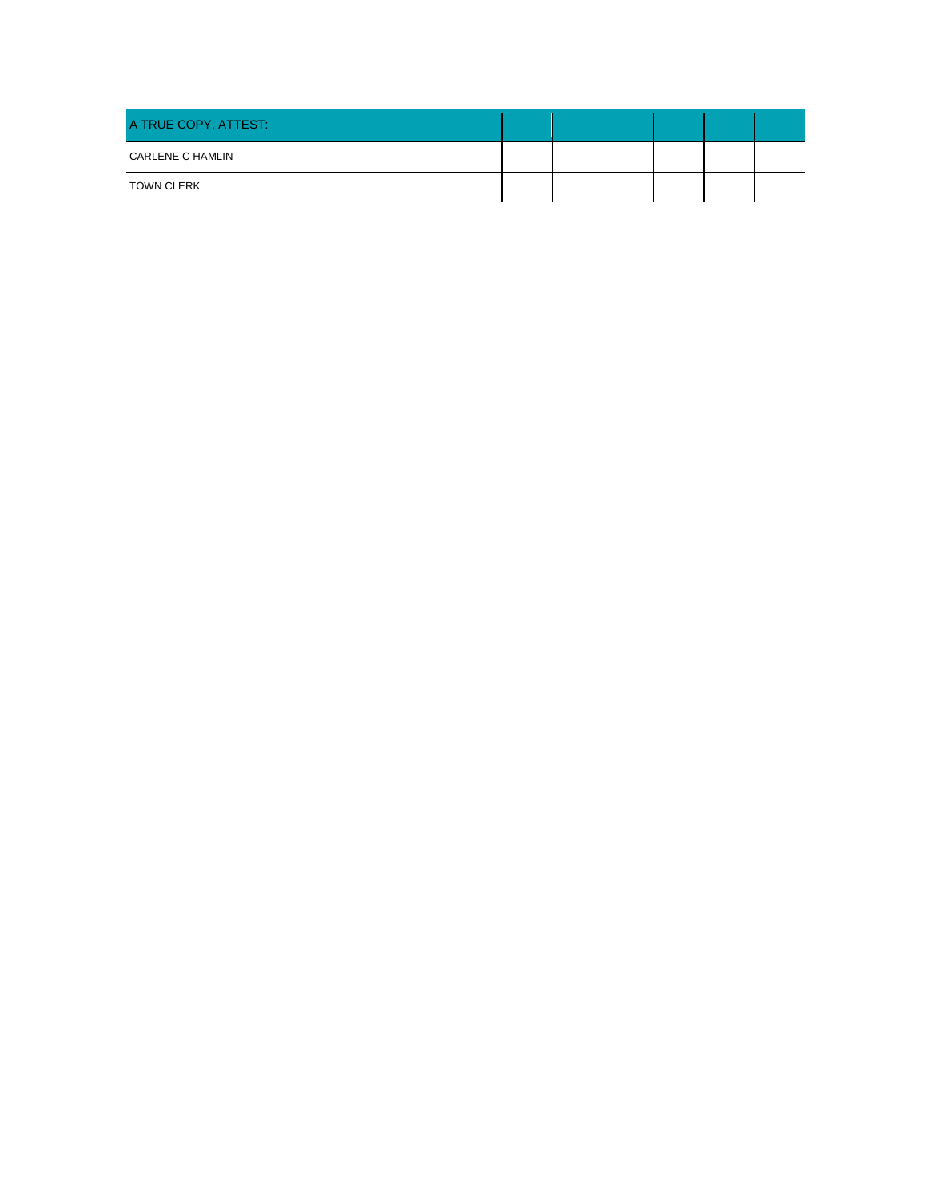| A TRUE COPY, ATTEST: | | | | | | |
|---|---|---|---|---|---|---|
| CARLENE C HAMLIN | | | | | | |
| TOWN CLERK | | | | | | |